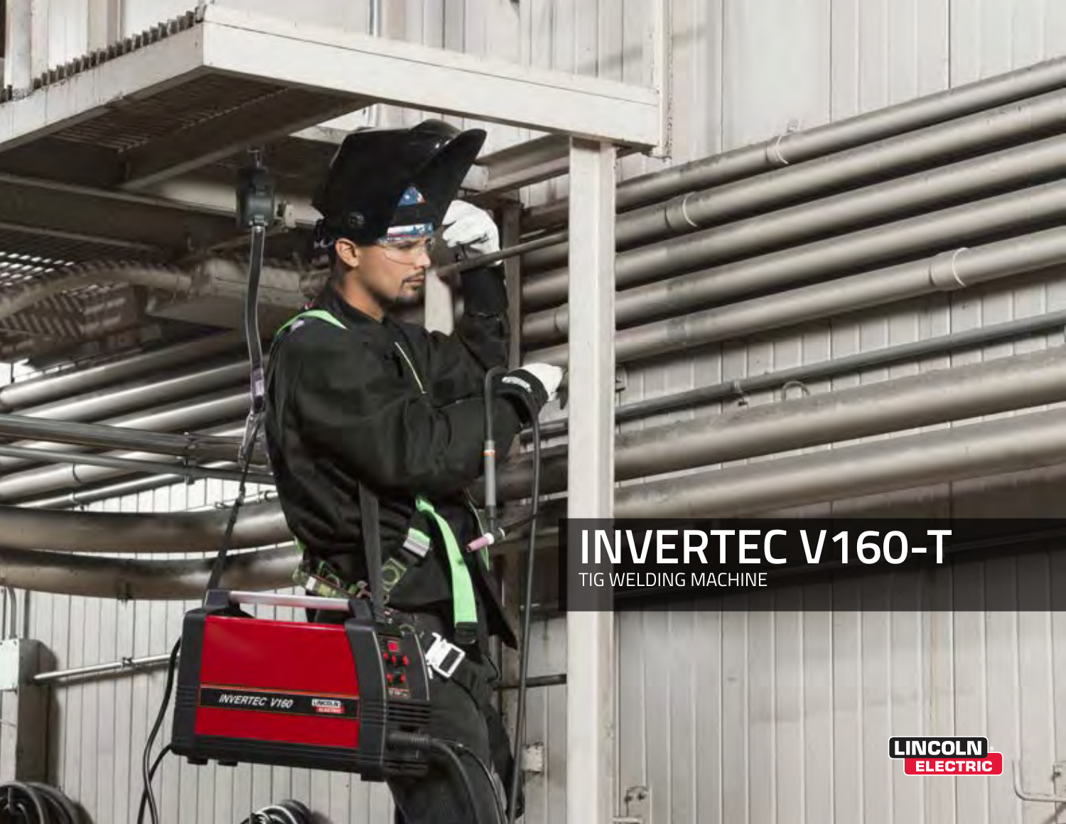# INVERTEC V160-T

TIG WELDING MACHINE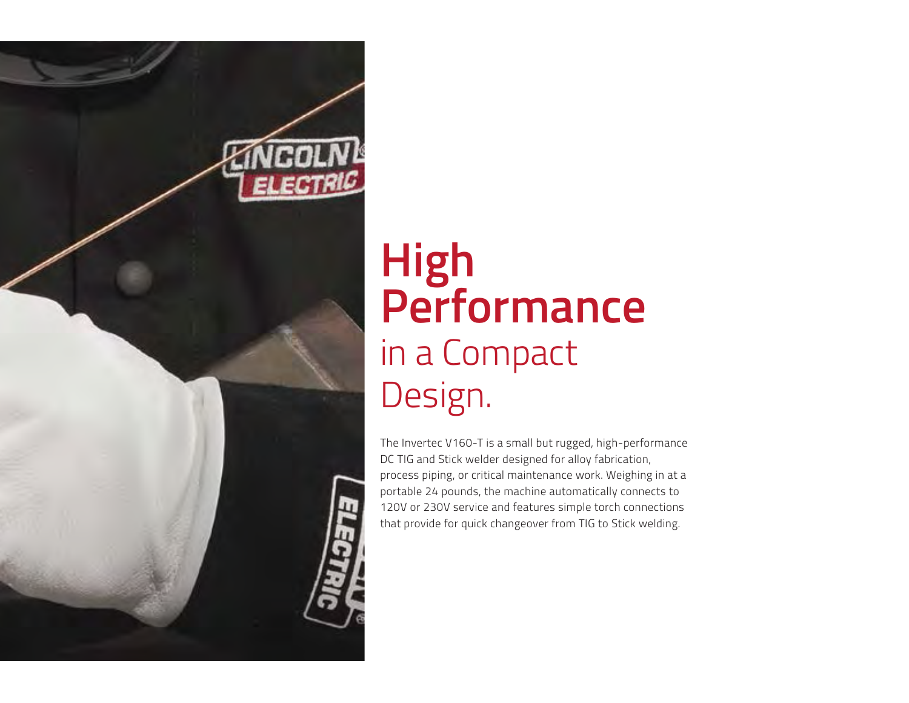# High Performance in a Compact Design.

The Invertec V160-T is a small but rugged, high-performance DC TIG and Stick welder designed for alloy fabrication, process piping, or critical maintenance work. Weighing in at a portable 24 pounds, the machine automatically connects to 120V or 230V service and features simple torch connections that provide for quick changeover from TIG to Stick welding.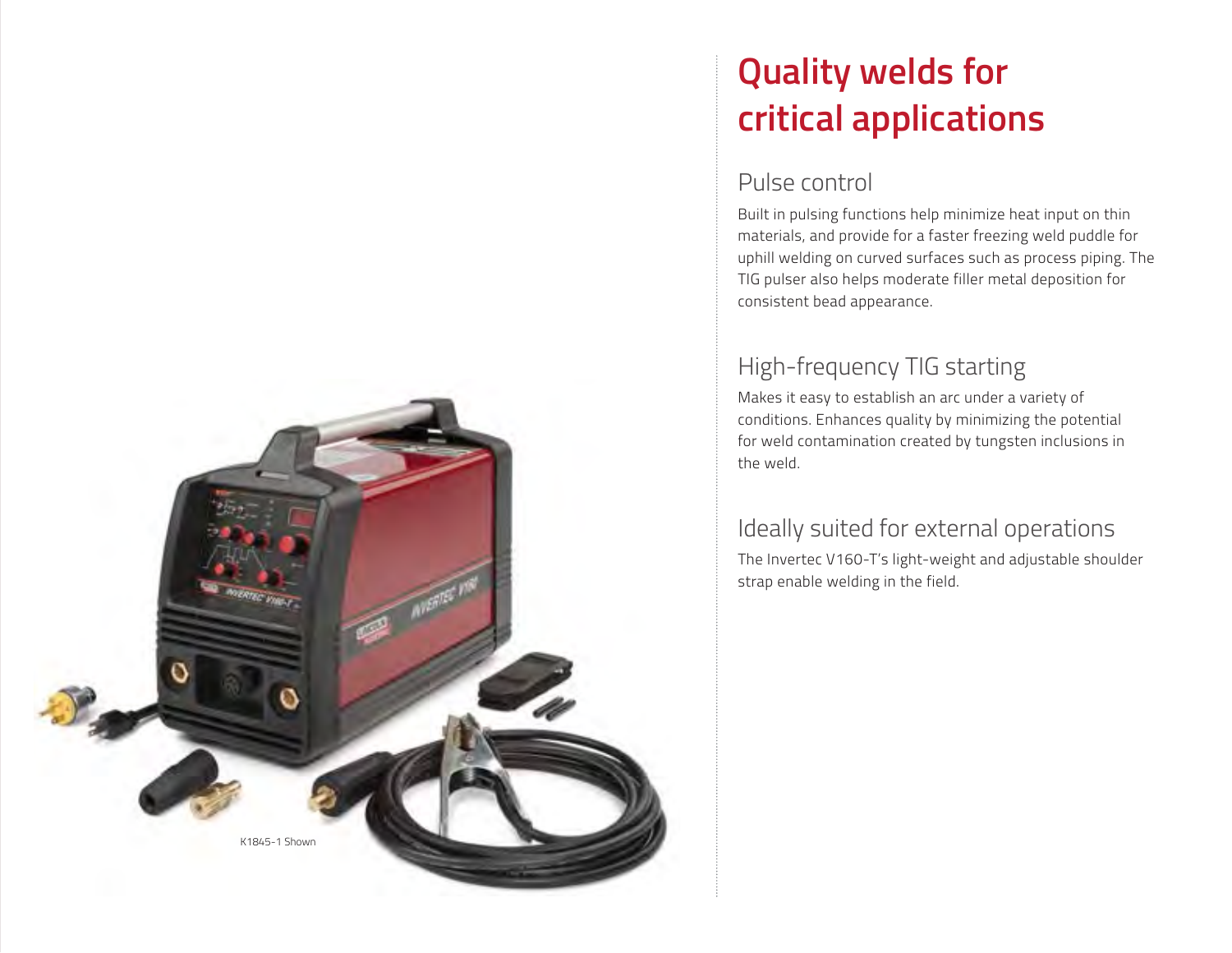K1845-1 Shown

# Quality welds for critical applications

## Pulse control

Built in pulsing functions help minimize heat input on thin materials, and provide for a faster freezing weld puddle for uphill welding on curved surfaces such as process piping. The TIG pulser also helps moderate filler metal deposition for consistent bead appearance.

## High-frequency TIG starting

Makes it easy to establish an arc under a variety of conditions. Enhances quality by minimizing the potential for weld contamination created by tungsten inclusions in the weld.

## Ideally suited for external operations

The Invertec V160-T's light-weight and adjustable shoulder strap enable welding in the field.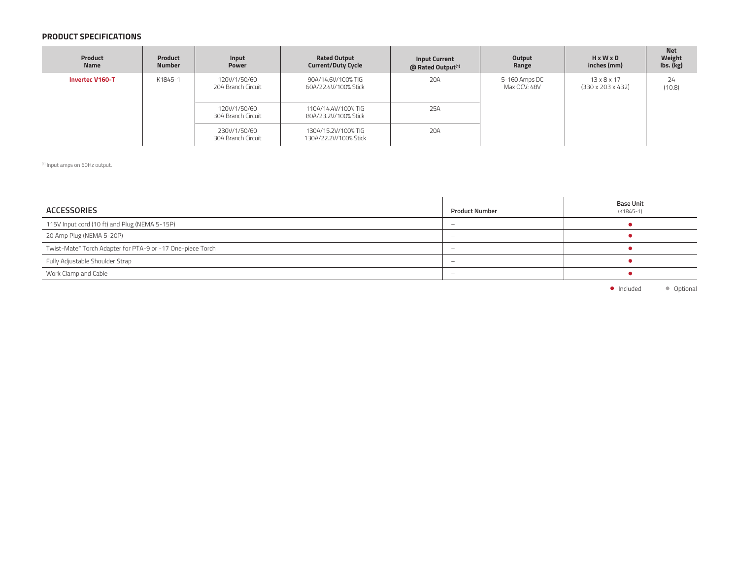## PRODUCT SPECIFICATIONS

| Product Name | Product Number | Input Power | Rated Output Current/Duty Cycle | Input Current @ Rated Output[1] | Output Range | H x W x D inches (mm) | Net Weight lbs. (kg) |
|---|---|---|---|---|---|---|---|
| **Invertec V160-T** | K1845-1 | 120V/1/50/60 20A Branch Circuit | 90A/14.6V/100% TIG 60A/22.4V/100% Stick | 20A | 5-160 Amps DC Max OCV: 48V | 13 x 8 x 17 (330 x 203 x 432) | 24 (10.8) |
| | | 120V/1/50/60 30A Branch Circuit | 110A/14.4V/100% TIG 80A/23.2V/100% Stick | 25A | | | |
| | | 230V/1/50/60 30A Branch Circuit | 130A/15.2V/100% TIG 130A/22.2V/100% Stick | 20A | | | |

[1] Input amps on 60Hz output.

| ACCESSORIES | Product Number | Base Unit (K1845-1) |
|---|---|---|
| 115V Input cord (10 ft) and Plug (NEMA 5-15P) | – | ● |
| 20 Amp Plug (NEMA 5-20P) | – | ● |
| Twist-Mate™ Torch Adapter for PTA-9 or -17 One-piece Torch | – | ● |
| Fully Adjustable Shoulder Strap | – | ● |
| Work Clamp and Cable | – | ● |

● Included ● Optional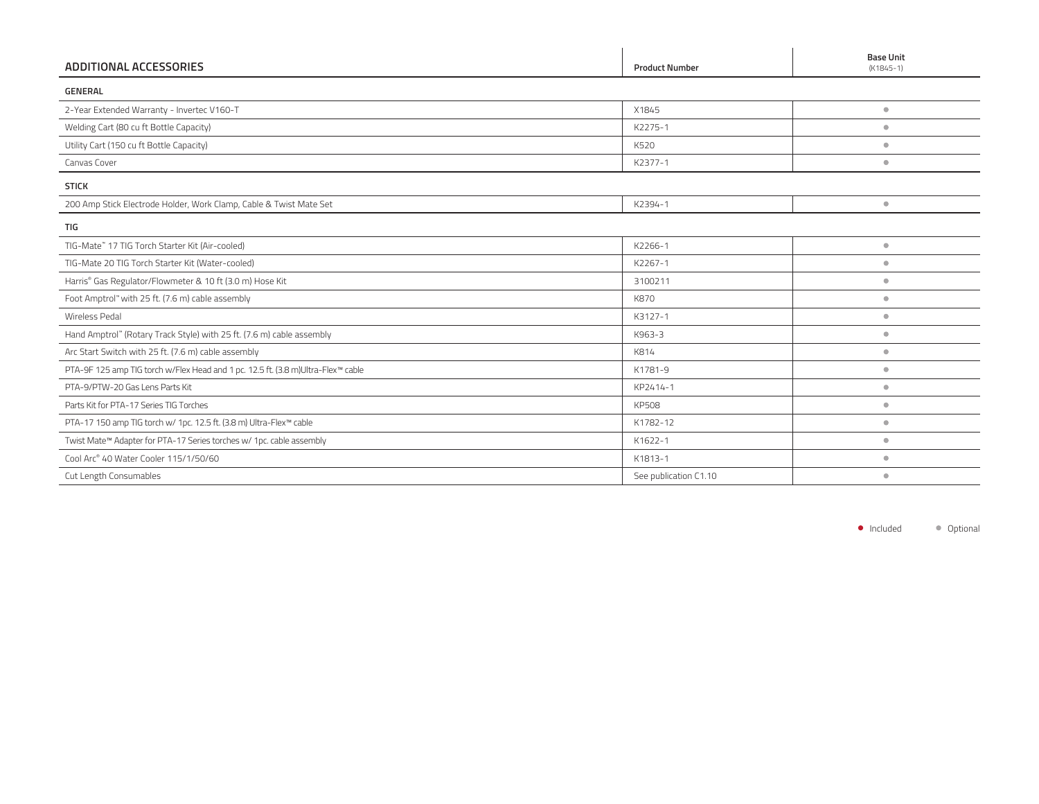| ADDITIONAL ACCESSORIES | Product Number | Base Unit (K1845-1) |
|---|---|---|
| **GENERAL** | | |
| 2-Year Extended Warranty - Invertec V160-T | X1845 | ● |
| Welding Cart (80 cu ft Bottle Capacity) | K2275-1 | ● |
| Utility Cart (150 cu ft Bottle Capacity) | K520 | ● |
| Canvas Cover | K2377-1 | ● |
| **STICK** | | |
| 200 Amp Stick Electrode Holder, Work Clamp, Cable & Twist Mate Set | K2394-1 | ● |
| **TIG** | | |
| TIG-Mate™ 17 TIG Torch Starter Kit (Air-cooled) | K2266-1 | ● |
| TIG-Mate 20 TIG Torch Starter Kit (Water-cooled) | K2267-1 | ● |
| Harris® Gas Regulator/Flowmeter & 10 ft (3.0 m) Hose Kit | 3100211 | ● |
| Foot Amptrol™ with 25 ft. (7.6 m) cable assembly | K870 | ● |
| Wireless Pedal | K3127-1 | ● |
| Hand Amptrol™ (Rotary Track Style) with 25 ft. (7.6 m) cable assembly | K963-3 | ● |
| Arc Start Switch with 25 ft. (7.6 m) cable assembly | K814 | ● |
| PTA-9F 125 amp TIG torch w/Flex Head and 1 pc. 12.5 ft. (3.8 m)Ultra-Flex™ cable | K1781-9 | ● |
| PTA-9/PTW-20 Gas Lens Parts Kit | KP2414-1 | ● |
| Parts Kit for PTA-17 Series TIG Torches | KP508 | ● |
| PTA-17 150 amp TIG torch w/ 1pc. 12.5 ft. (3.8 m) Ultra-Flex™ cable | K1782-12 | ● |
| Twist Mate™ Adapter for PTA-17 Series torches w/ 1pc. cable assembly | K1622-1 | ● |
| Cool Arc® 40 Water Cooler 115/1/50/60 | K1813-1 | ● |
| Cut Length Consumables | See publication C1.10 | ● |

● Included ● Optional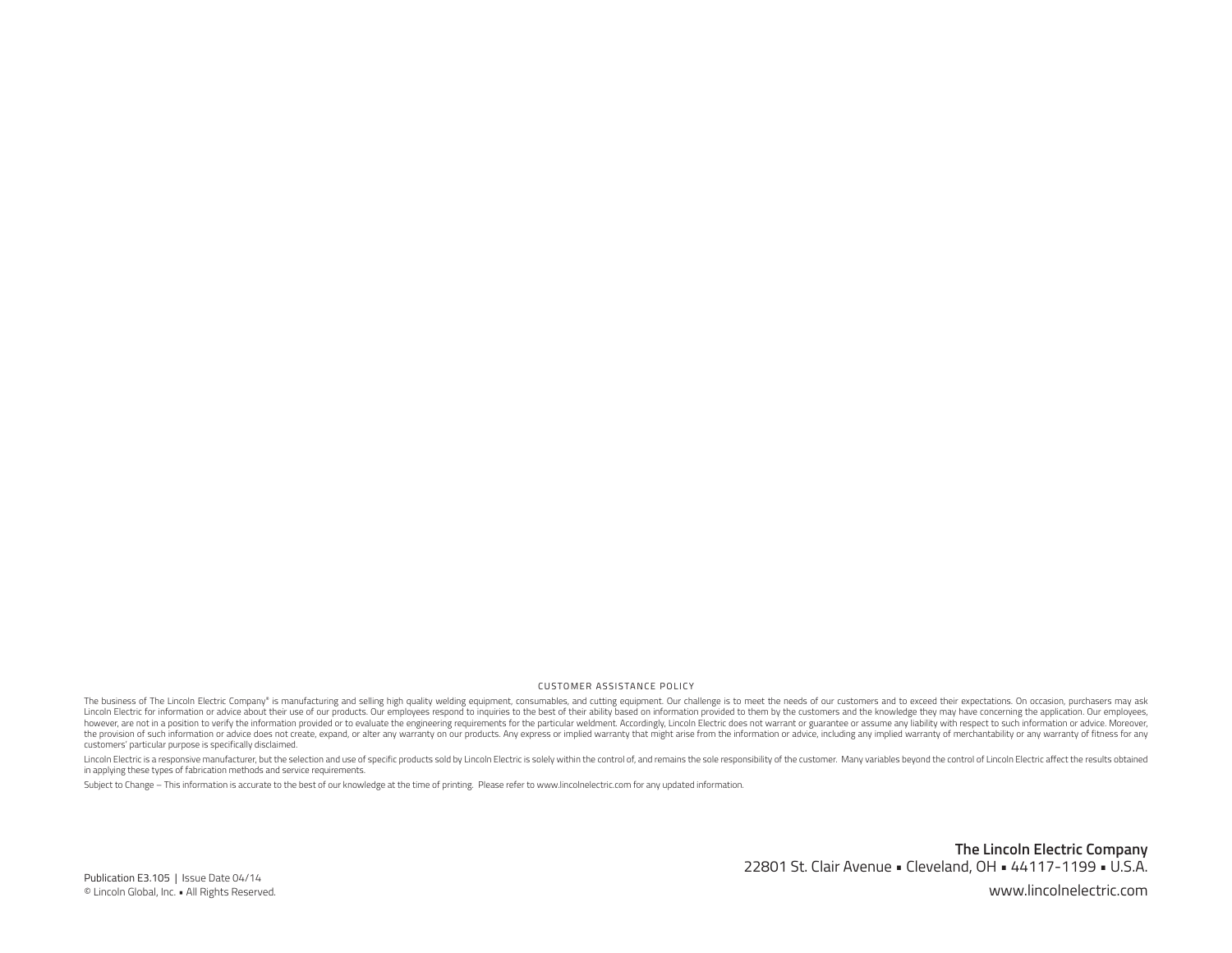## CUSTOMER ASSISTANCE POLICY

The business of The Lincoln Electric Company® is manufacturing and selling high quality welding equipment, consumables, and cutting equipment. Our challenge is to meet the needs of our customers and to exceed their expectations. On occasion, purchasers may ask Lincoln Electric for information or advice about their use of our products. Our employees respond to inquiries to the best of their ability based on information provided to them by the customers and the knowledge they may have concerning the application. Our employees, however, are not in a position to verify the information provided or to evaluate the engineering requirements for the particular weldment. Accordingly, Lincoln Electric does not warrant or guarantee or assume any liability with respect to such information or advice. Moreover, the provision of such information or advice does not create, expand, or alter any warranty on our products. Any express or implied warranty that might arise from the information or advice, including any implied warranty of merchantability or any warranty of fitness for any customers' particular purpose is specifically disclaimed.

Lincoln Electric is a responsive manufacturer, but the selection and use of specific products sold by Lincoln Electric is solely within the control of, and remains the sole responsibility of the customer. Many variables beyond the control of Lincoln Electric affect the results obtained in applying these types of fabrication methods and service requirements.

Subject to Change – This information is accurate to the best of our knowledge at the time of printing. Please refer to www.lincolnelectric.com for any updated information.

**The Lincoln Electric Company**
22801 St. Clair Avenue ▪ Cleveland, OH ▪ 44117-1199 ▪ U.S.A.

www.lincolnelectric.com

Publication E3.105 | Issue Date 04/14
© Lincoln Global, Inc. ▪ All Rights Reserved.